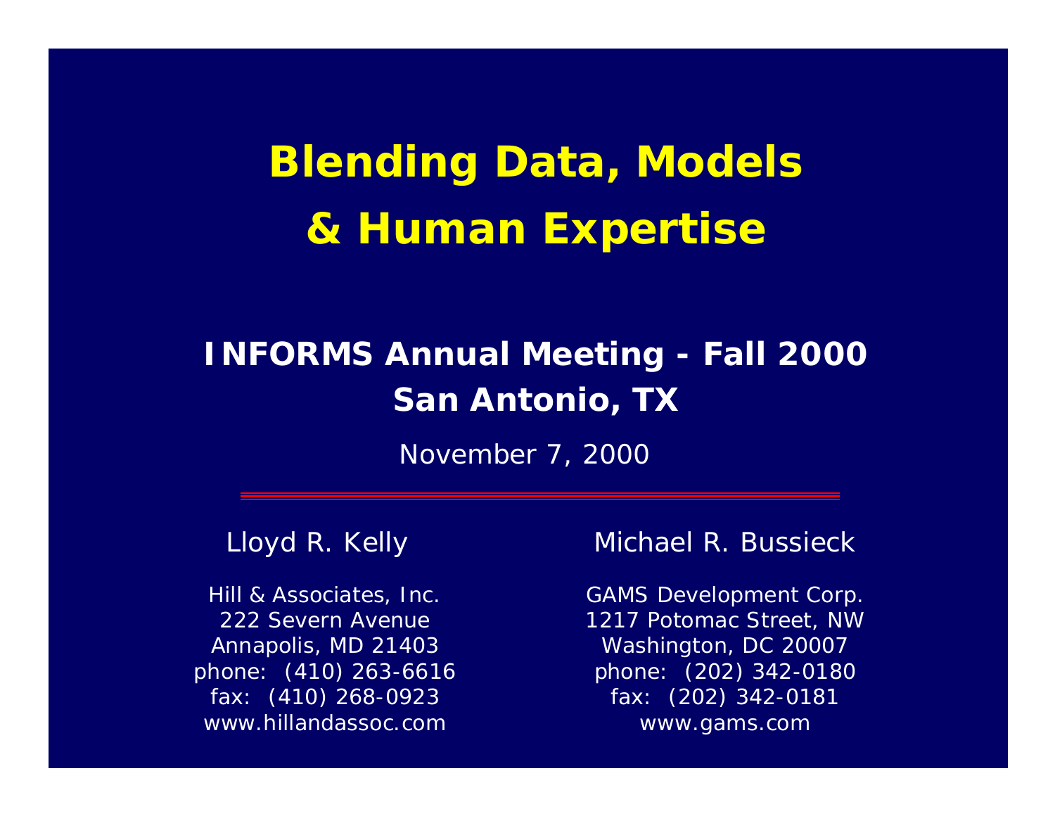# Blending Data, Models & Human Expertise

**INFORMS Annual Meeting - Fall 2000**
**San Antonio, TX**

November 7, 2000

---

Lloyd R. Kelly

Hill & Associates, Inc.
222 Severn Avenue
Annapolis, MD 21403
phone: (410) 263-6616
fax: (410) 268-0923
www.hillandassoc.com

Michael R. Bussieck

GAMS Development Corp.
1217 Potomac Street, NW
Washington, DC 20007
phone: (202) 342-0180
fax: (202) 342-0181
www.gams.com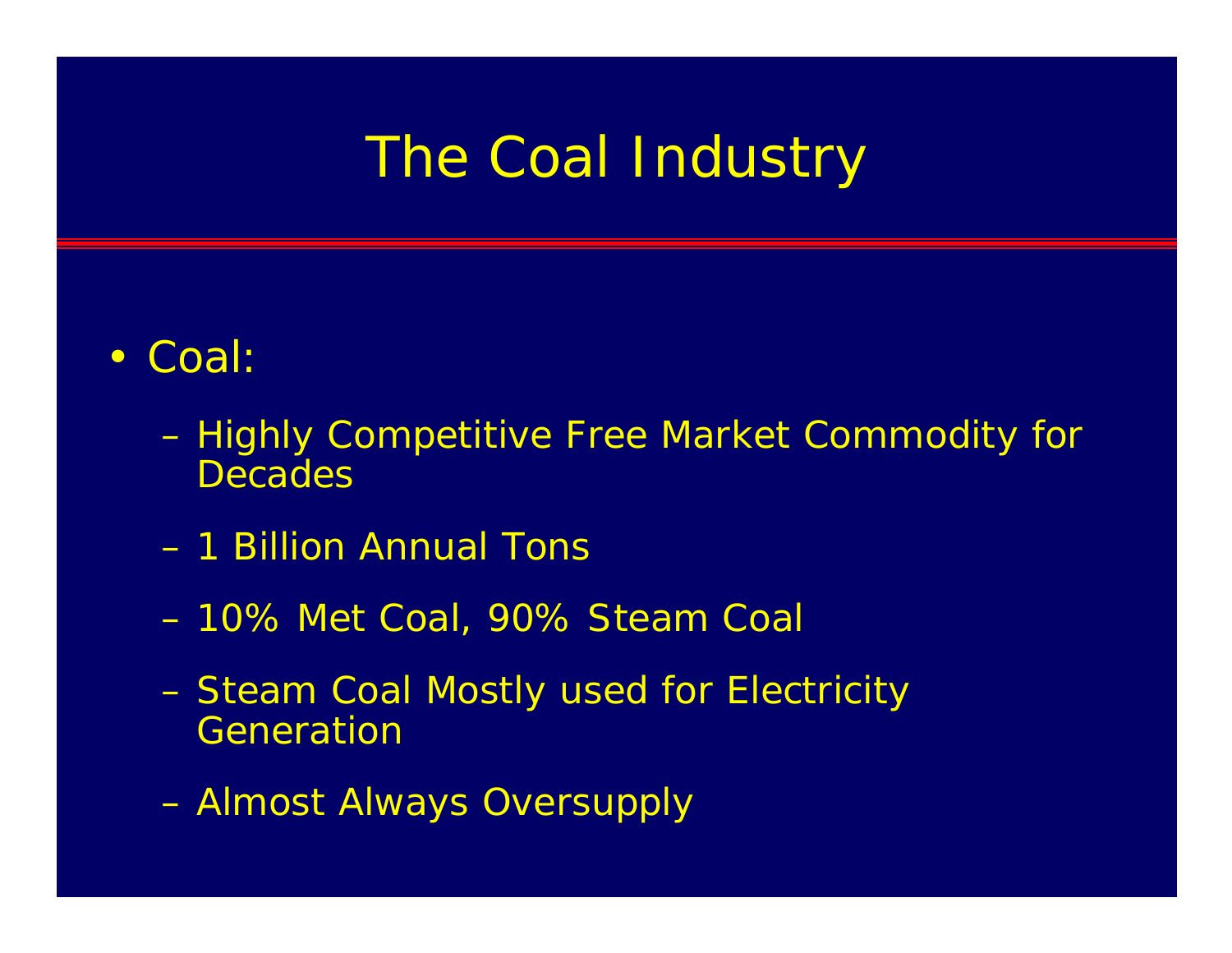# The Coal Industry

- Coal:
  - Highly Competitive Free Market Commodity for Decades
  - 1 Billion Annual Tons
  - 10% Met Coal, 90% Steam Coal
  - Steam Coal Mostly used for Electricity Generation
  - Almost Always Oversupply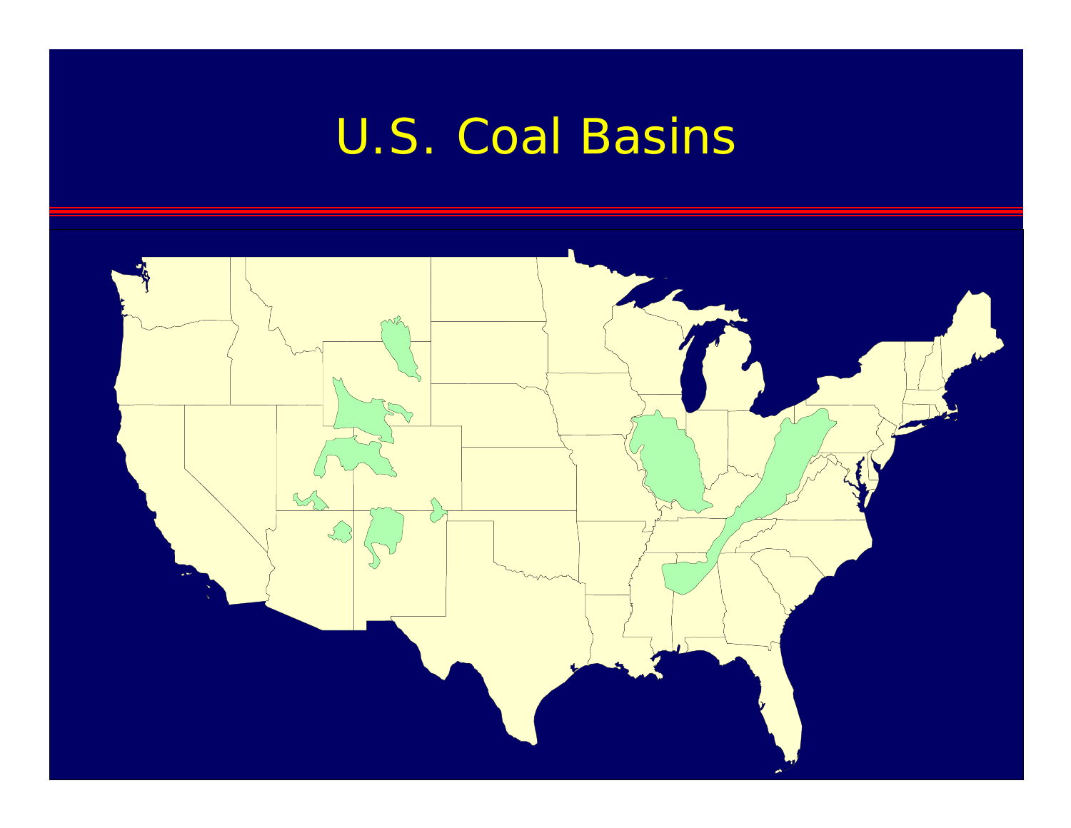# U.S. Coal Basins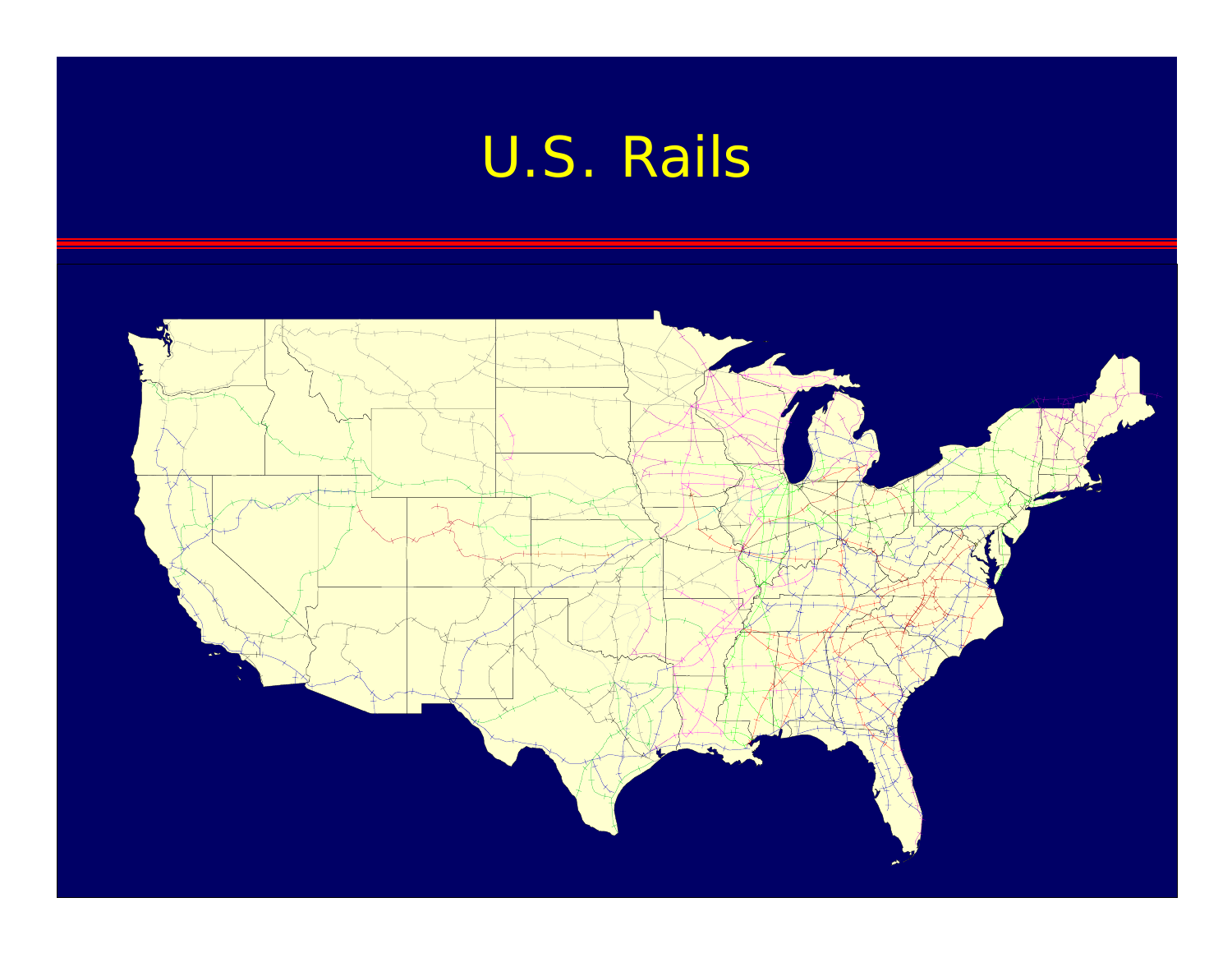# U.S. Rails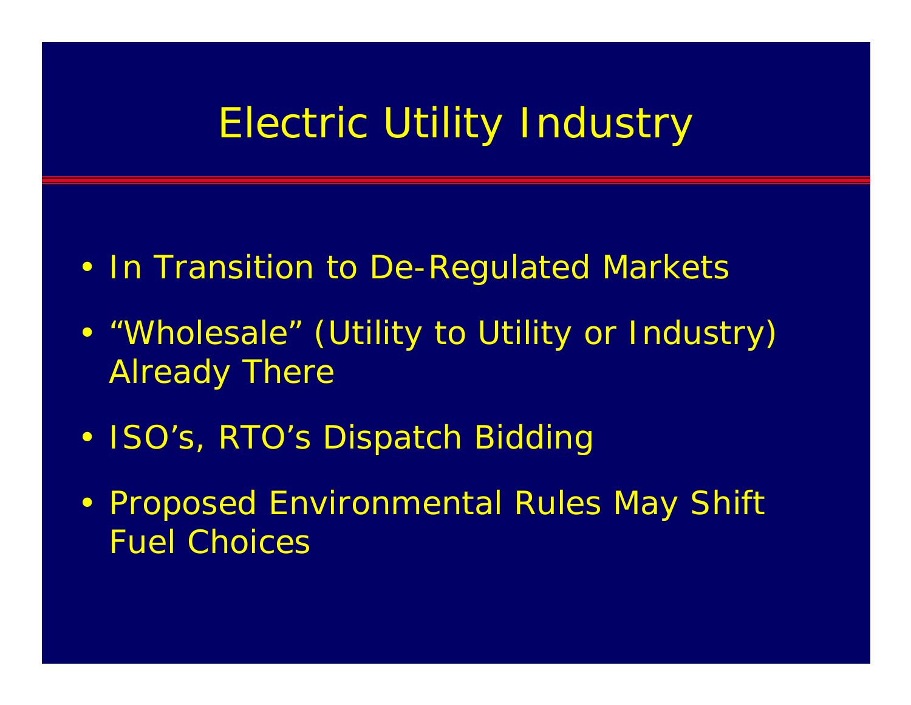# Electric Utility Industry

- In Transition to De-Regulated Markets
- “Wholesale” (Utility to Utility or Industry) Already There
- ISO’s, RTO’s Dispatch Bidding
- Proposed Environmental Rules May Shift Fuel Choices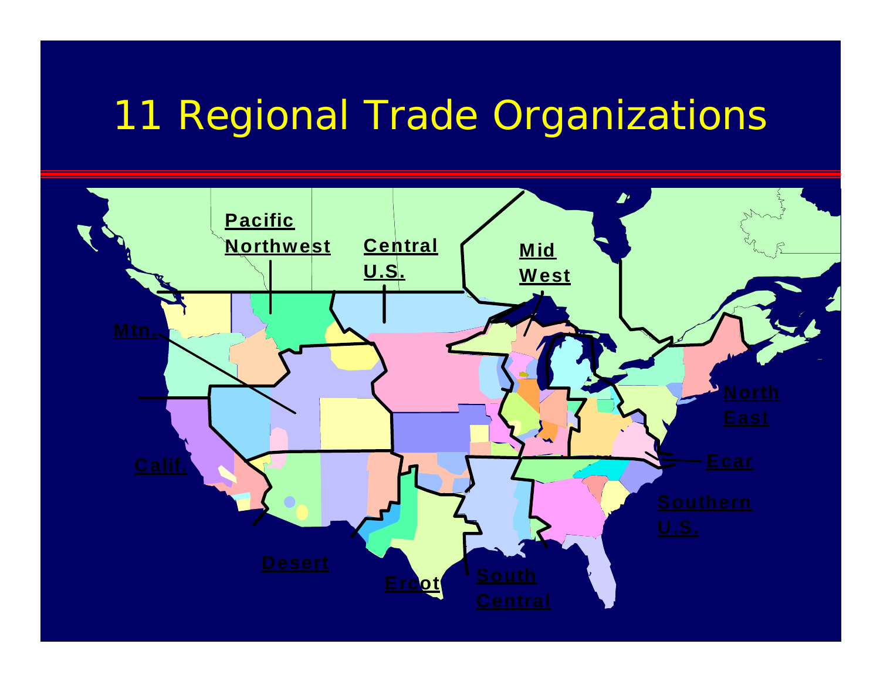# 11 Regional Trade Organizations

Pacific Northwest

Central U.S.

Mid West

Mtn.

North East

Calif.

Ecar

Southern U.S.

Desert

Ercot

South Central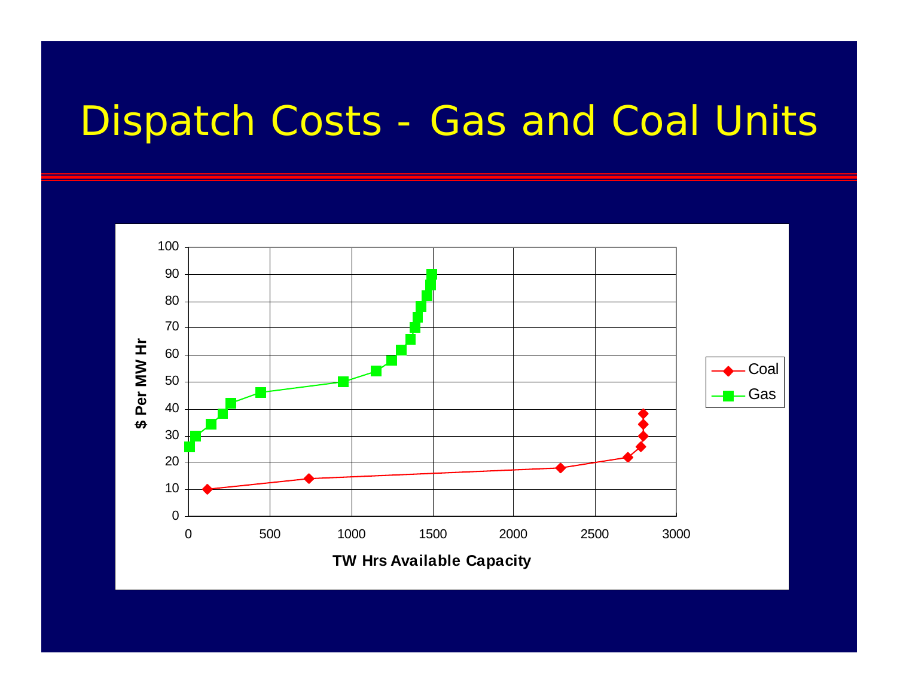# Dispatch Costs - Gas and Coal Units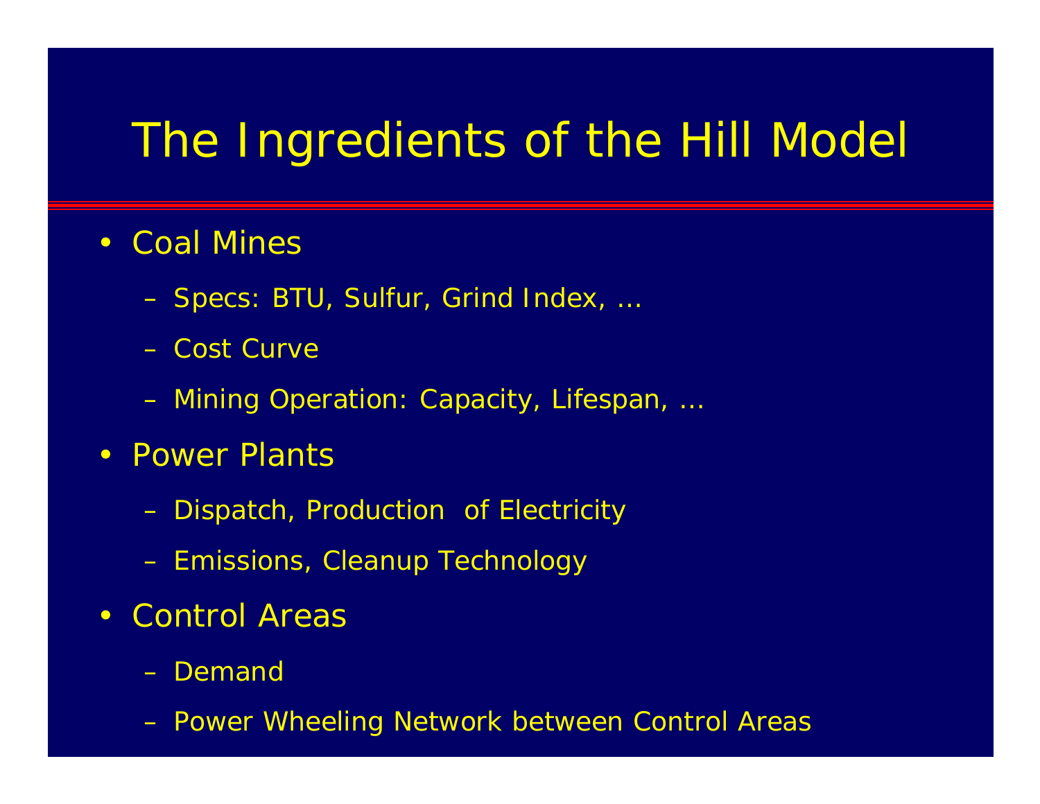# The Ingredients of the Hill Model

- Coal Mines
  - Specs: BTU, Sulfur, Grind Index, …
  - Cost Curve
  - Mining Operation: Capacity, Lifespan, …
- Power Plants
  - Dispatch, Production of Electricity
  - Emissions, Cleanup Technology
- Control Areas
  - Demand
  - Power Wheeling Network between Control Areas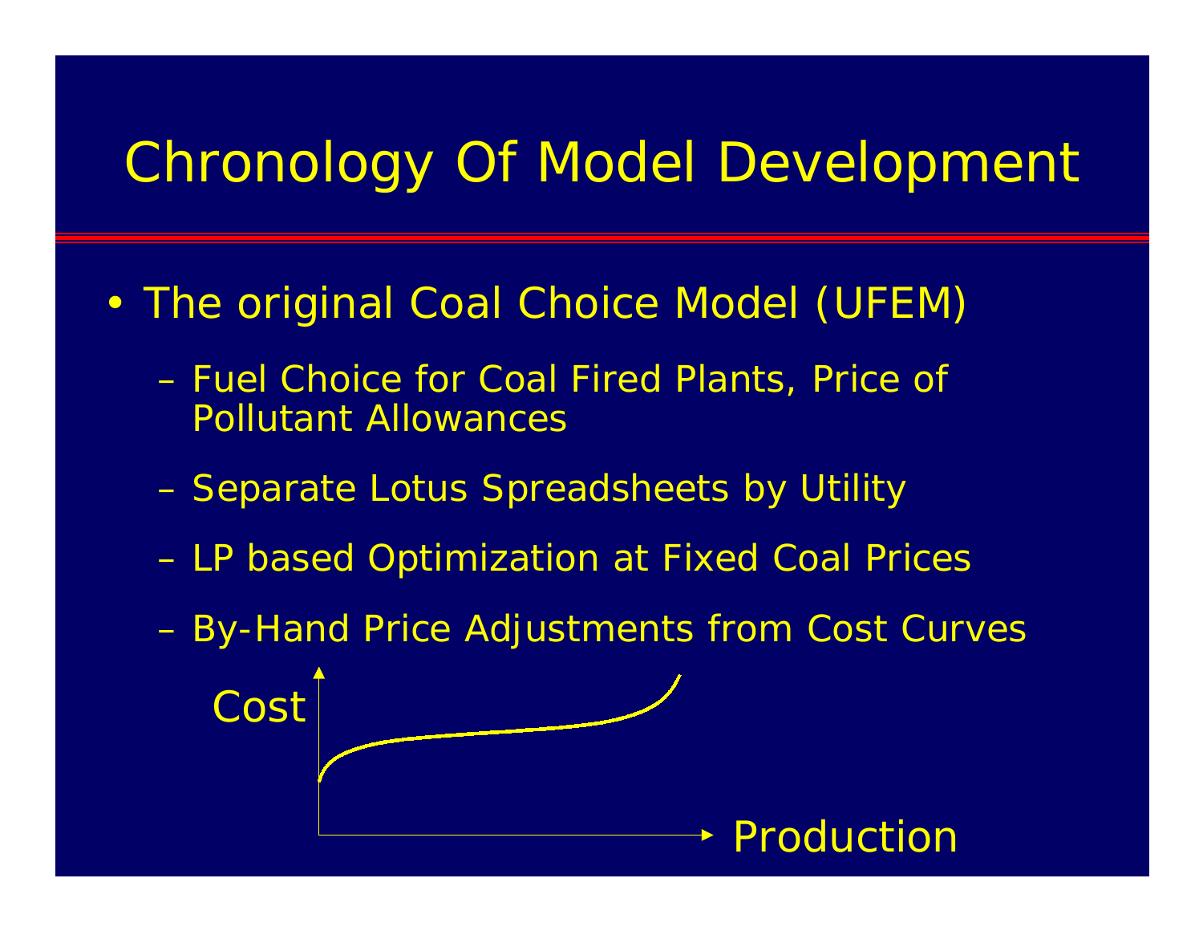# Chronology Of Model Development

- The original Coal Choice Model (UFEM)
  - Fuel Choice for Coal Fired Plants, Price of Pollutant Allowances
  - Separate Lotus Spreadsheets by Utility
  - LP based Optimization at Fixed Coal Prices
  - By-Hand Price Adjustments from Cost Curves

Cost

Production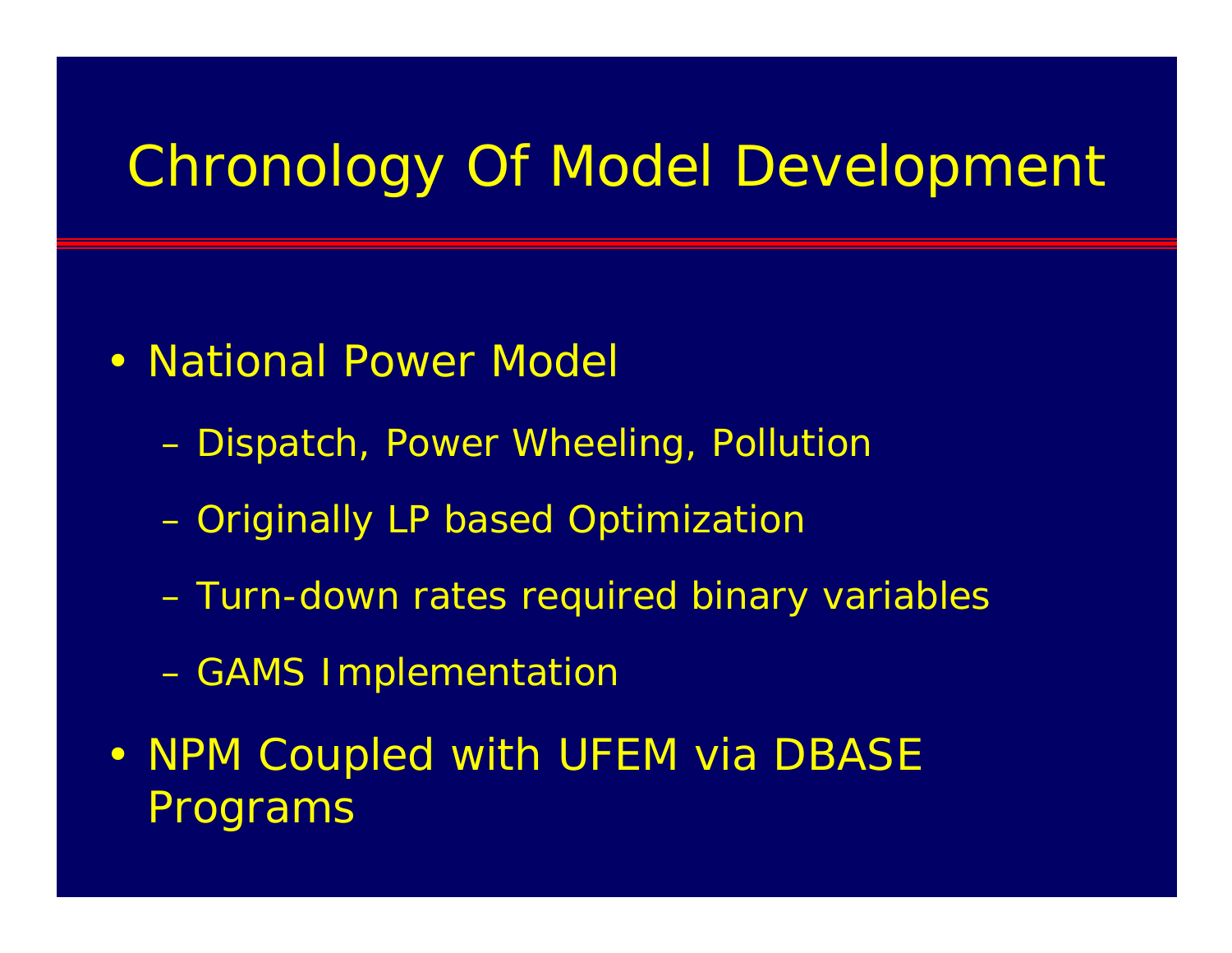# Chronology Of Model Development

- National Power Model
  - Dispatch, Power Wheeling, Pollution
  - Originally LP based Optimization
  - Turn-down rates required binary variables
  - GAMS Implementation
- NPM Coupled with UFEM via DBASE Programs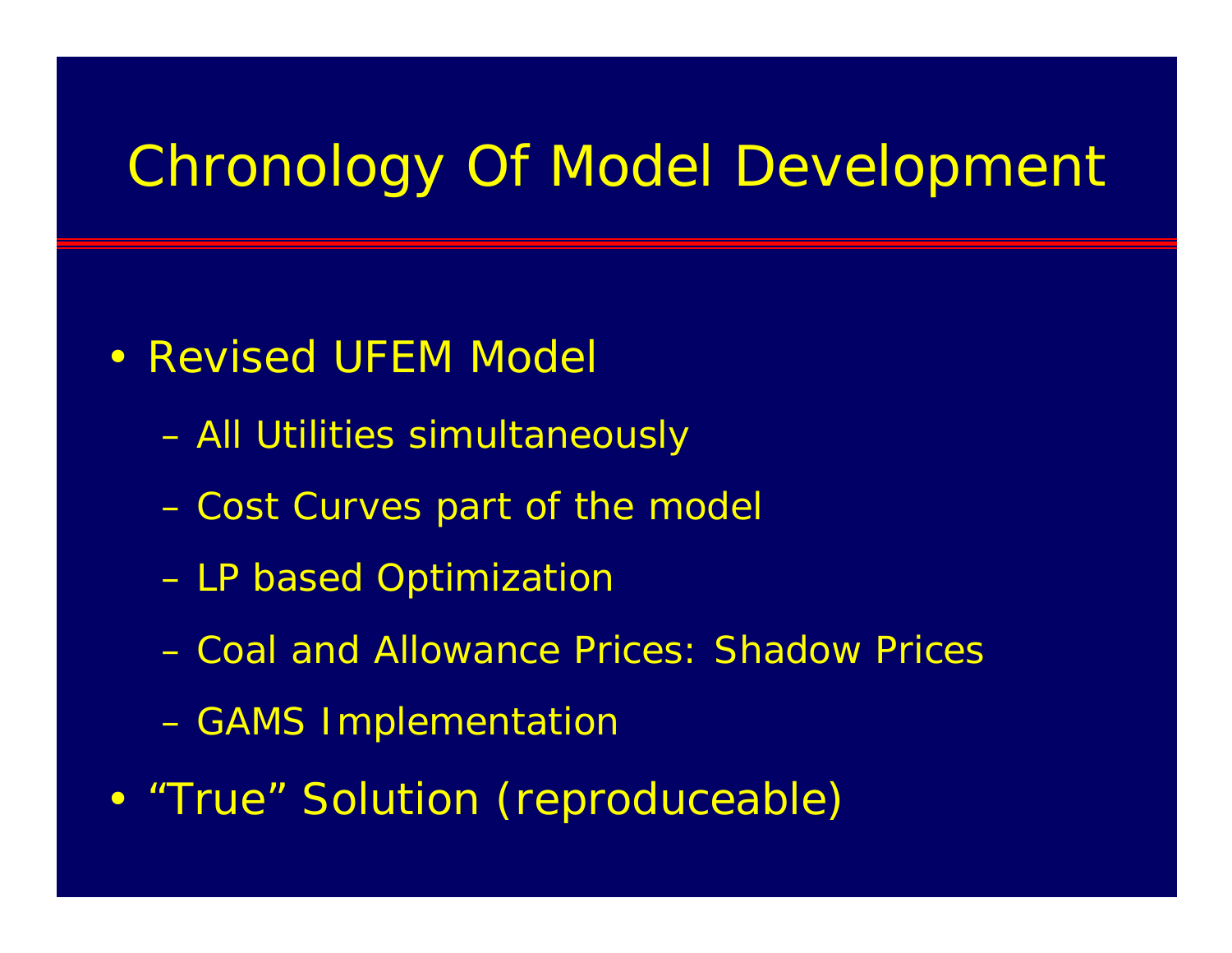# Chronology Of Model Development

- Revised UFEM Model
  - All Utilities simultaneously
  - Cost Curves part of the model
  - LP based Optimization
  - Coal and Allowance Prices: Shadow Prices
  - GAMS Implementation
- "True" Solution (reproduceable)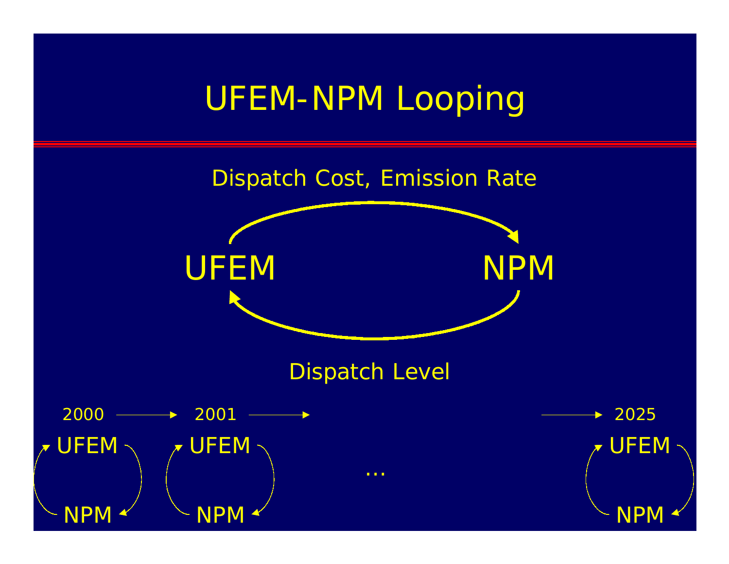# UFEM-NPM Looping

Dispatch Cost, Emission Rate

UFEM → NPM

NPM → UFEM

Dispatch Level

2000 → 2001 → ... → 2025

UFEM ⇄ NPM (each year)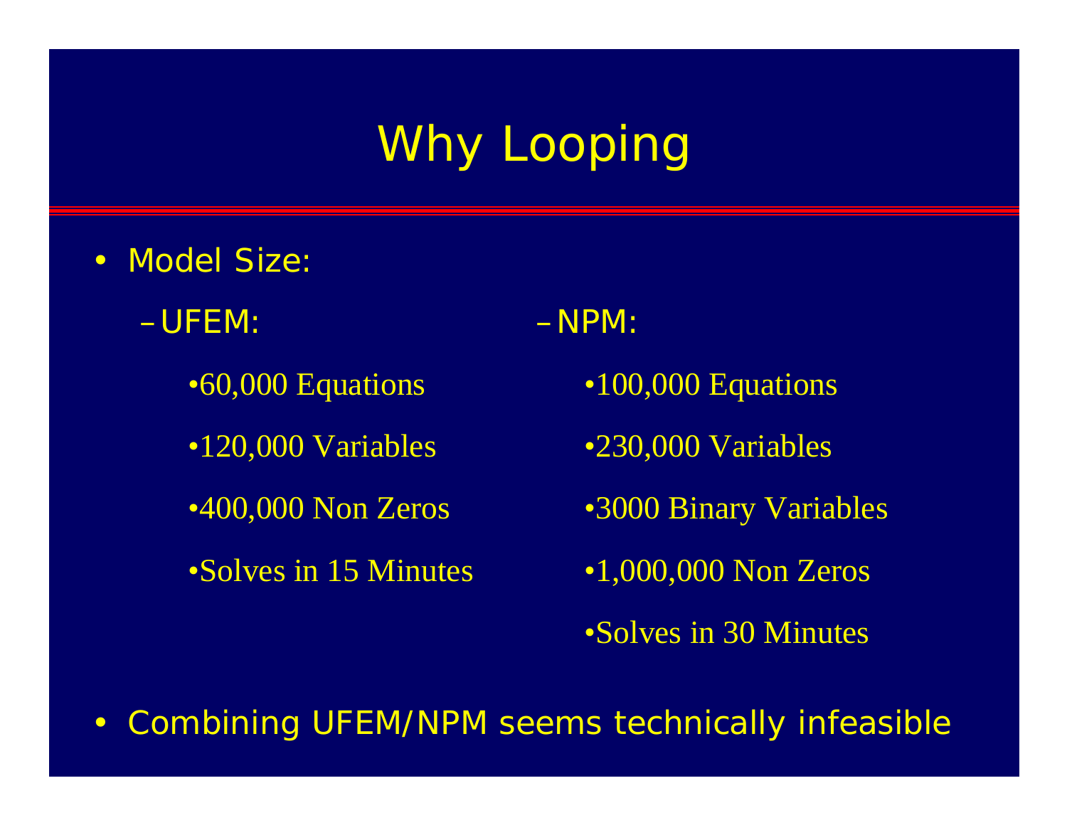# Why Looping

- Model Size:
  - UFEM:
    - 60,000 Equations
    - 120,000 Variables
    - 400,000 Non Zeros
    - Solves in 15 Minutes
  - NPM:
    - 100,000 Equations
    - 230,000 Variables
    - 3000 Binary Variables
    - 1,000,000 Non Zeros
    - Solves in 30 Minutes
- Combining UFEM/NPM seems technically infeasible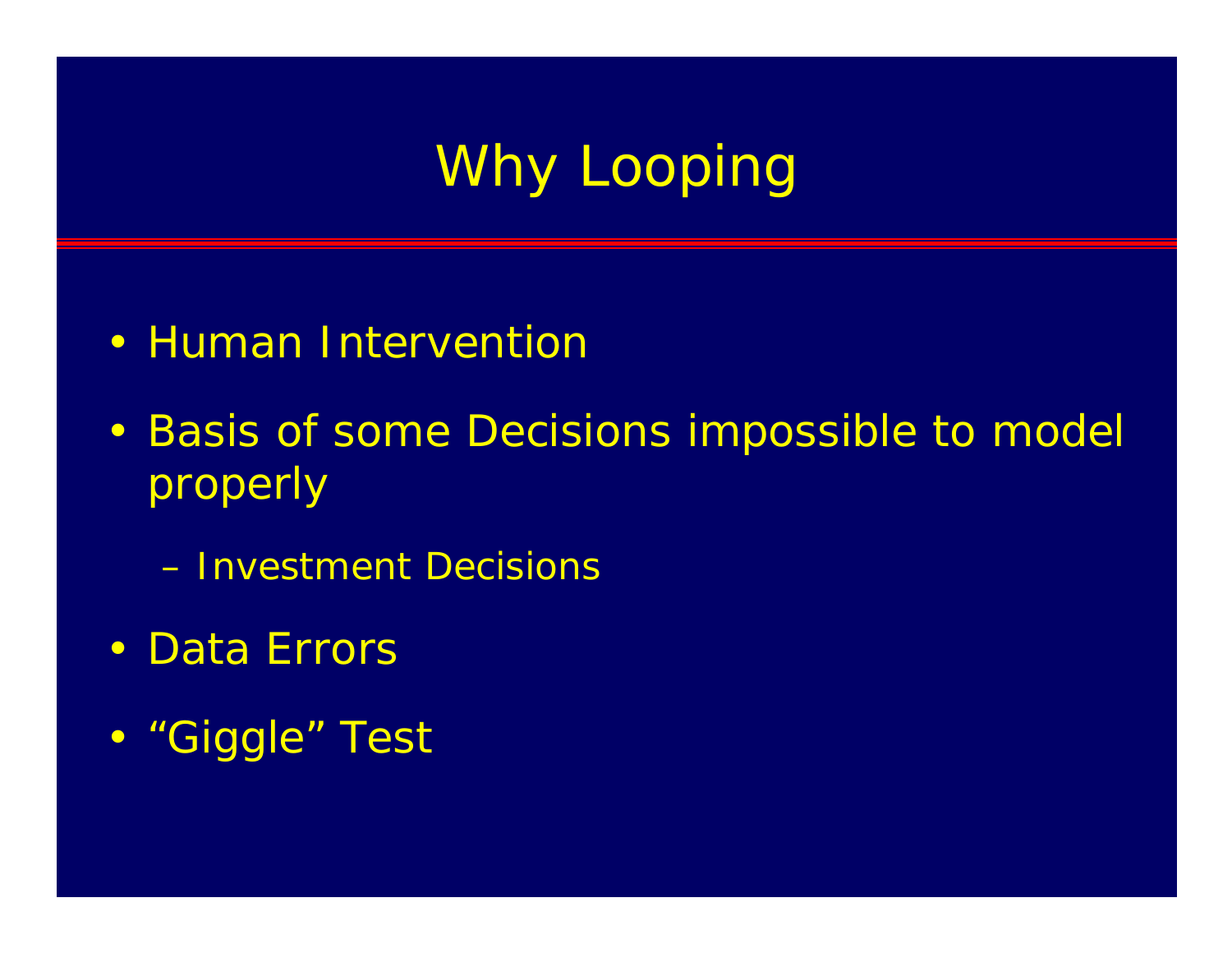# Why Looping

- Human Intervention
- Basis of some Decisions impossible to model properly
  - Investment Decisions
- Data Errors
- “Giggle” Test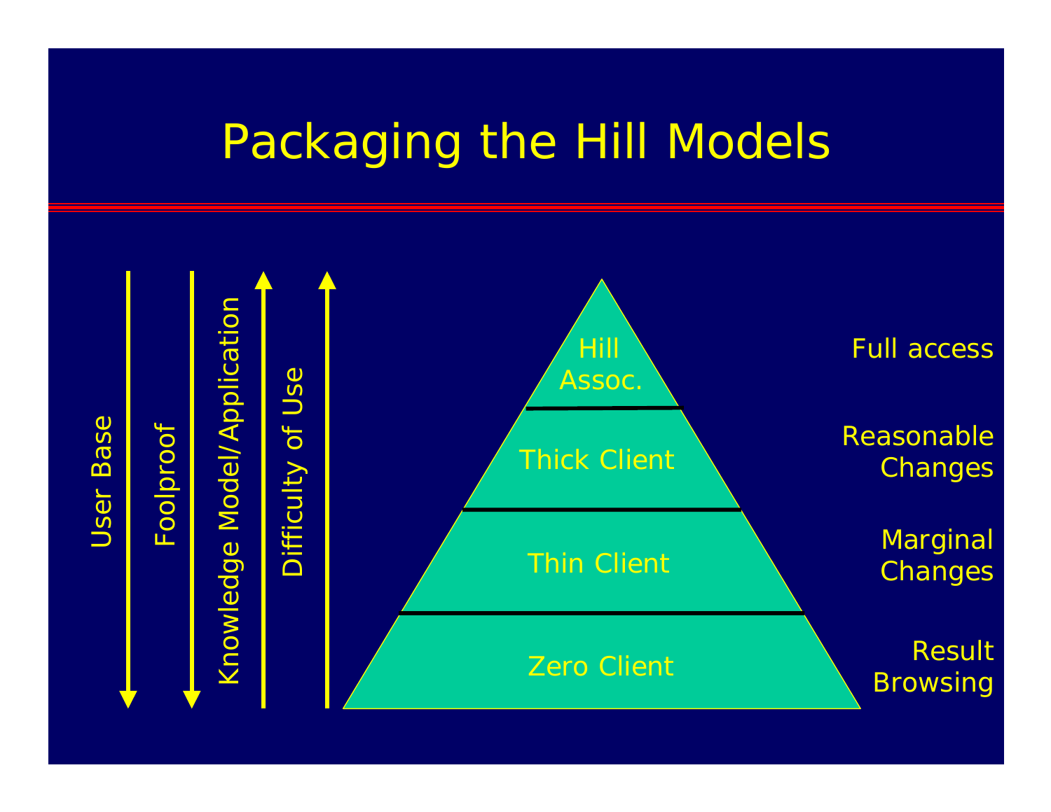# Packaging the Hill Models

User Base

Foolproof

Knowledge Model/Application

Difficulty of Use

Hill Assoc.

Thick Client

Thin Client

Zero Client

Full access

Reasonable Changes

Marginal Changes

Result Browsing